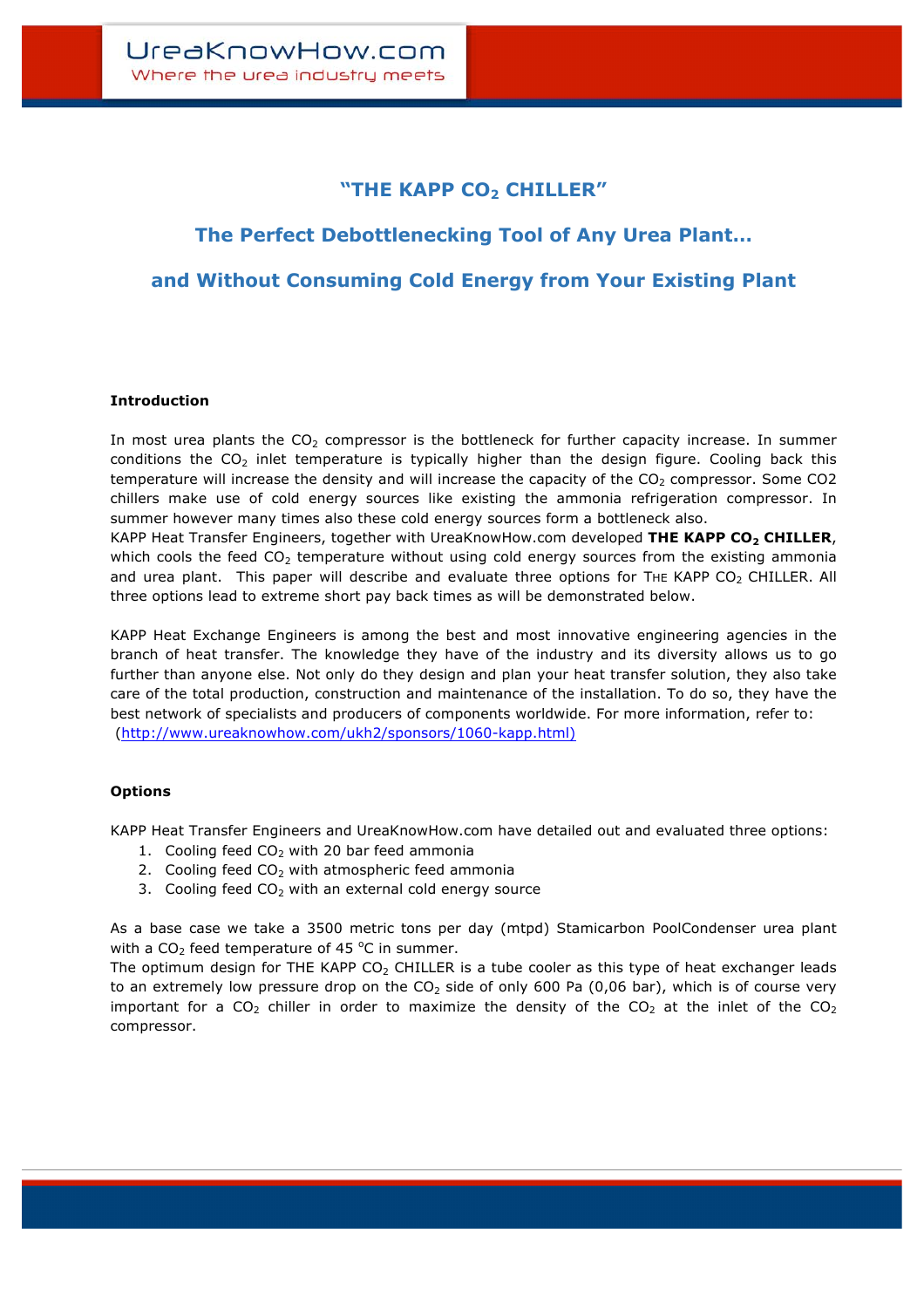# "THE KAPP $CO_2$ CHILLER"

## The Perfect Debottlenecking Tool of Any Urea Plant…

## and Without Consuming Cold Energy from Your Existing Plant

**Introduction**

In most urea plants the $CO_2$ compressor is the bottleneck for further capacity increase. In summer conditions the $CO_2$ inlet temperature is typically higher than the design figure. Cooling back this temperature will increase the density and will increase the capacity of the $CO_2$ compressor. Some CO2 chillers make use of cold energy sources like existing the ammonia refrigeration compressor. In summer however many times also these cold energy sources form a bottleneck also.
KAPP Heat Transfer Engineers, together with UreaKnowHow.com developed **THE KAPP $CO_2$ CHILLER**, which cools the feed $CO_2$ temperature without using cold energy sources from the existing ammonia and urea plant. This paper will describe and evaluate three options for THE KAPP $CO_2$ CHILLER. All three options lead to extreme short pay back times as will be demonstrated below.

KAPP Heat Exchange Engineers is among the best and most innovative engineering agencies in the branch of heat transfer. The knowledge they have of the industry and its diversity allows us to go further than anyone else. Not only do they design and plan your heat transfer solution, they also take care of the total production, construction and maintenance of the installation. To do so, they have the best network of specialists and producers of components worldwide. For more information, refer to:
(http://www.ureaknowhow.com/ukh2/sponsors/1060-kapp.html)

**Options**

KAPP Heat Transfer Engineers and UreaKnowHow.com have detailed out and evaluated three options:

1. Cooling feed $CO_2$ with 20 bar feed ammonia
2. Cooling feed $CO_2$ with atmospheric feed ammonia
3. Cooling feed $CO_2$ with an external cold energy source

As a base case we take a 3500 metric tons per day (mtpd) Stamicarbon PoolCondenser urea plant with a $CO_2$ feed temperature of 45 $^{o}$C in summer.
The optimum design for THE KAPP $CO_2$ CHILLER is a tube cooler as this type of heat exchanger leads to an extremely low pressure drop on the $CO_2$ side of only 600 Pa (0,06 bar), which is of course very important for a $CO_2$ chiller in order to maximize the density of the $CO_2$ at the inlet of the $CO_2$ compressor.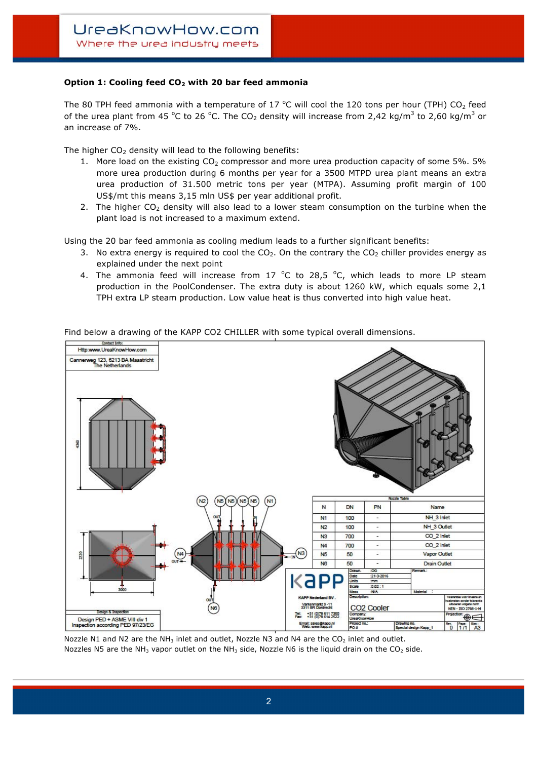**Option 1: Cooling feed $CO_2$ with 20 bar feed ammonia**

The 80 TPH feed ammonia with a temperature of 17 °C will cool the 120 tons per hour (TPH) $CO_2$ feed of the urea plant from 45 °C to 26 °C. The $CO_2$ density will increase from 2,42 kg/m$^3$ to 2,60 kg/m$^3$ or an increase of 7%.

The higher $CO_2$ density will lead to the following benefits:

1. More load on the existing $CO_2$ compressor and more urea production capacity of some 5%. 5% more urea production during 6 months per year for a 3500 MTPD urea plant means an extra urea production of 31.500 metric tons per year (MTPA). Assuming profit margin of 100 US$/mt this means 3,15 mln US$ per year additional profit.
2. The higher $CO_2$ density will also lead to a lower steam consumption on the turbine when the plant load is not increased to a maximum extend.

Using the 20 bar feed ammonia as cooling medium leads to a further significant benefits:

3. No extra energy is required to cool the $CO_2$. On the contrary the $CO_2$ chiller provides energy as explained under the next point
4. The ammonia feed will increase from 17 °C to 28,5 °C, which leads to more LP steam production in the PoolCondenser. The extra duty is about 1260 kW, which equals some 2,1 TPH extra LP steam production. Low value heat is thus converted into high value heat.

Find below a drawing of the KAPP CO2 CHILLER with some typical overall dimensions.

Contact Info:
Http:www.UreaKnowHow.com
Cannerweg 123, 6213 BA Maastricht
The Netherlands

Nozzle Table

| N | DN | PN | Name |
|---|---|---|---|
| N1 | 100 | - | NH_3 Inlet |
| N2 | 100 | - | NH_3 Outlet |
| N3 | 700 | - | CO_2 Inlet |
| N4 | 700 | - | CO_2 Inlet |
| N5 | 50 | - | Vapor Outlet |
| N6 | 50 | - | Drain Outlet |

Design & Inspection
Design PED + ASME VIII div 1
Inspection according PED 97/23/EG

KAPP Nederland BV. Varkenmarkt 9 -11, 3311 BR Dordrecht
Drawn: OG | Date: 21-3-2016 | Units: mm | Scale: 0,02 : 1 | Mass: N/A
Description: CO2 Cooler
Company: UreaKnowHow
Drawing no.: Special design Kapp_1 | Rev. 0 | Page 1/1 | Size A3

Nozzle N1 and N2 are the $NH_3$ inlet and outlet, Nozzle N3 and N4 are the $CO_2$ inlet and outlet. Nozzles N5 are the $NH_3$ vapor outlet on the $NH_3$ side, Nozzle N6 is the liquid drain on the $CO_2$ side.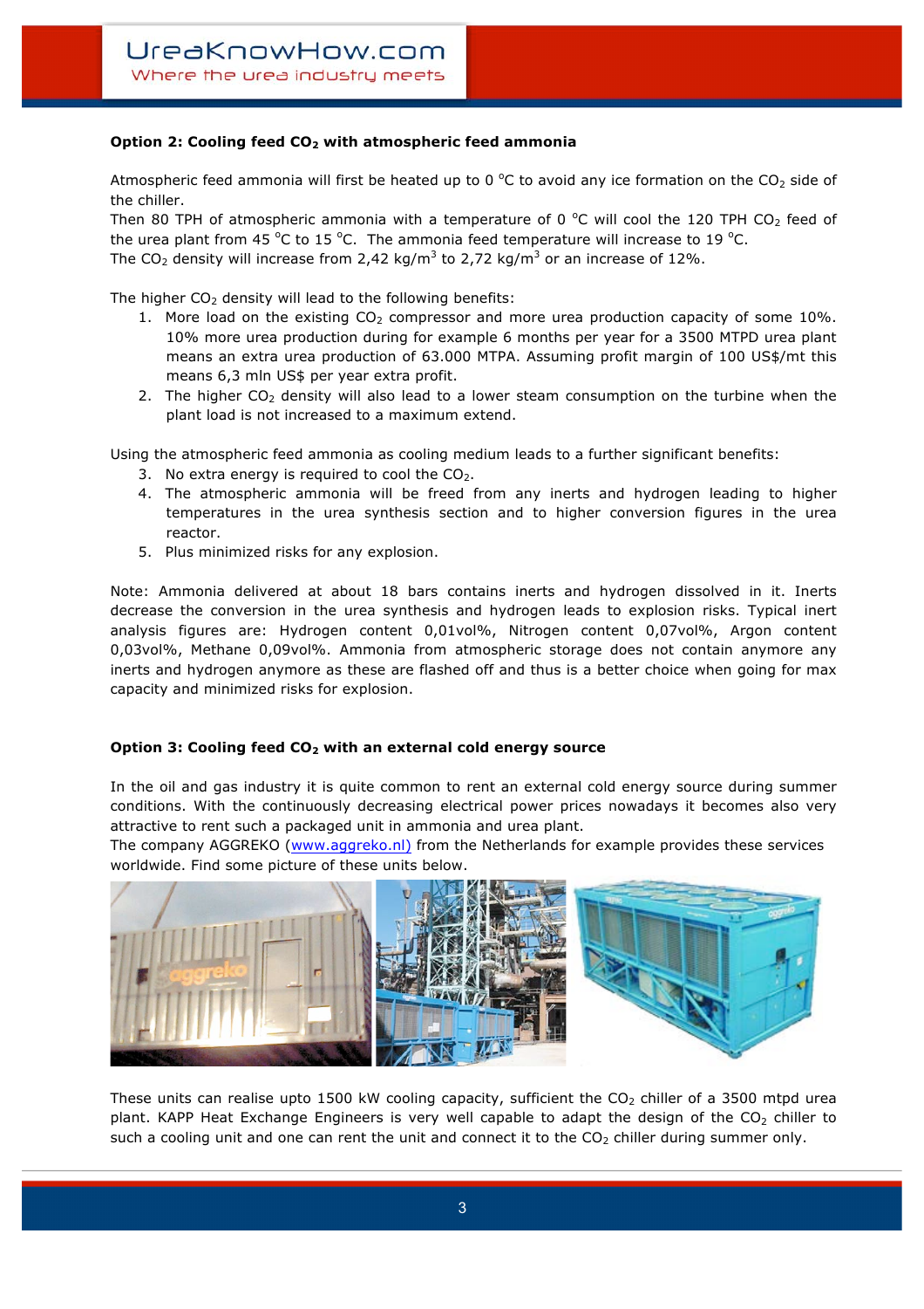**Option 2: Cooling feed $CO_2$ with atmospheric feed ammonia**

Atmospheric feed ammonia will first be heated up to 0 °C to avoid any ice formation on the $CO_2$ side of the chiller.
Then 80 TPH of atmospheric ammonia with a temperature of 0 °C will cool the 120 TPH $CO_2$ feed of the urea plant from 45 °C to 15 °C. The ammonia feed temperature will increase to 19 °C.
The $CO_2$ density will increase from 2,42 kg/m$^3$ to 2,72 kg/m$^3$ or an increase of 12%.

The higher $CO_2$ density will lead to the following benefits:

1. More load on the existing $CO_2$ compressor and more urea production capacity of some 10%. 10% more urea production during for example 6 months per year for a 3500 MTPD urea plant means an extra urea production of 63.000 MTPA. Assuming profit margin of 100 US$/mt this means 6,3 mln US$ per year extra profit.
2. The higher $CO_2$ density will also lead to a lower steam consumption on the turbine when the plant load is not increased to a maximum extend.

Using the atmospheric feed ammonia as cooling medium leads to a further significant benefits:

3. No extra energy is required to cool the $CO_2$.
4. The atmospheric ammonia will be freed from any inerts and hydrogen leading to higher temperatures in the urea synthesis section and to higher conversion figures in the urea reactor.
5. Plus minimized risks for any explosion.

Note: Ammonia delivered at about 18 bars contains inerts and hydrogen dissolved in it. Inerts decrease the conversion in the urea synthesis and hydrogen leads to explosion risks. Typical inert analysis figures are: Hydrogen content 0,01vol%, Nitrogen content 0,07vol%, Argon content 0,03vol%, Methane 0,09vol%. Ammonia from atmospheric storage does not contain anymore any inerts and hydrogen anymore as these are flashed off and thus is a better choice when going for max capacity and minimized risks for explosion.

**Option 3: Cooling feed $CO_2$ with an external cold energy source**

In the oil and gas industry it is quite common to rent an external cold energy source during summer conditions. With the continuously decreasing electrical power prices nowadays it becomes also very attractive to rent such a packaged unit in ammonia and urea plant.
The company AGGREKO (www.aggreko.nl) from the Netherlands for example provides these services worldwide. Find some picture of these units below.

These units can realise upto 1500 kW cooling capacity, sufficient the $CO_2$ chiller of a 3500 mtpd urea plant. KAPP Heat Exchange Engineers is very well capable to adapt the design of the $CO_2$ chiller to such a cooling unit and one can rent the unit and connect it to the $CO_2$ chiller during summer only.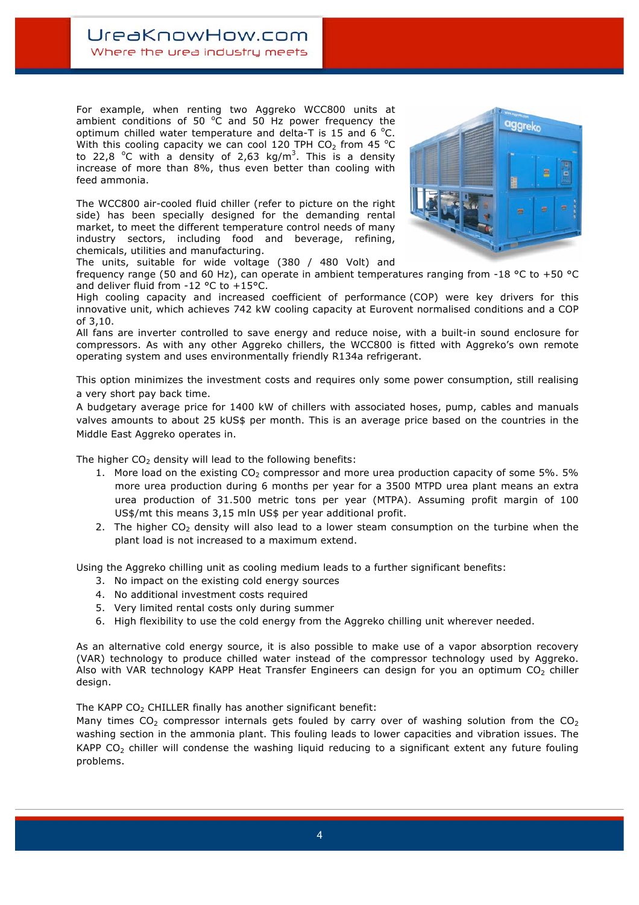For example, when renting two Aggreko WCC800 units at ambient conditions of 50 °C and 50 Hz power frequency the optimum chilled water temperature and delta-T is 15 and 6 °C. With this cooling capacity we can cool 120 TPH $CO_2$ from 45 °C to 22,8 °C with a density of 2,63 kg/m$^3$. This is a density increase of more than 8%, thus even better than cooling with feed ammonia.

The WCC800 air-cooled fluid chiller (refer to picture on the right side) has been specially designed for the demanding rental market, to meet the different temperature control needs of many industry sectors, including food and beverage, refining, chemicals, utilities and manufacturing.
The units, suitable for wide voltage (380 / 480 Volt) and frequency range (50 and 60 Hz), can operate in ambient temperatures ranging from -18 °C to +50 °C and deliver fluid from -12 °C to +15°C.
High cooling capacity and increased coefficient of performance (COP) were key drivers for this innovative unit, which achieves 742 kW cooling capacity at Eurovent normalised conditions and a COP of 3,10.
All fans are inverter controlled to save energy and reduce noise, with a built-in sound enclosure for compressors. As with any other Aggreko chillers, the WCC800 is fitted with Aggreko's own remote operating system and uses environmentally friendly R134a refrigerant.

This option minimizes the investment costs and requires only some power consumption, still realising a very short pay back time.
A budgetary average price for 1400 kW of chillers with associated hoses, pump, cables and manuals valves amounts to about 25 kUS$ per month. This is an average price based on the countries in the Middle East Aggreko operates in.

The higher $CO_2$ density will lead to the following benefits:

1. More load on the existing $CO_2$ compressor and more urea production capacity of some 5%. 5% more urea production during 6 months per year for a 3500 MTPD urea plant means an extra urea production of 31.500 metric tons per year (MTPA). Assuming profit margin of 100 US$/mt this means 3,15 mln US$ per year additional profit.
2. The higher $CO_2$ density will also lead to a lower steam consumption on the turbine when the plant load is not increased to a maximum extend.

Using the Aggreko chilling unit as cooling medium leads to a further significant benefits:

3. No impact on the existing cold energy sources
4. No additional investment costs required
5. Very limited rental costs only during summer
6. High flexibility to use the cold energy from the Aggreko chilling unit wherever needed.

As an alternative cold energy source, it is also possible to make use of a vapor absorption recovery (VAR) technology to produce chilled water instead of the compressor technology used by Aggreko. Also with VAR technology KAPP Heat Transfer Engineers can design for you an optimum $CO_2$ chiller design.

The KAPP $CO_2$ CHILLER finally has another significant benefit:
Many times $CO_2$ compressor internals gets fouled by carry over of washing solution from the $CO_2$ washing section in the ammonia plant. This fouling leads to lower capacities and vibration issues. The KAPP $CO_2$ chiller will condense the washing liquid reducing to a significant extent any future fouling problems.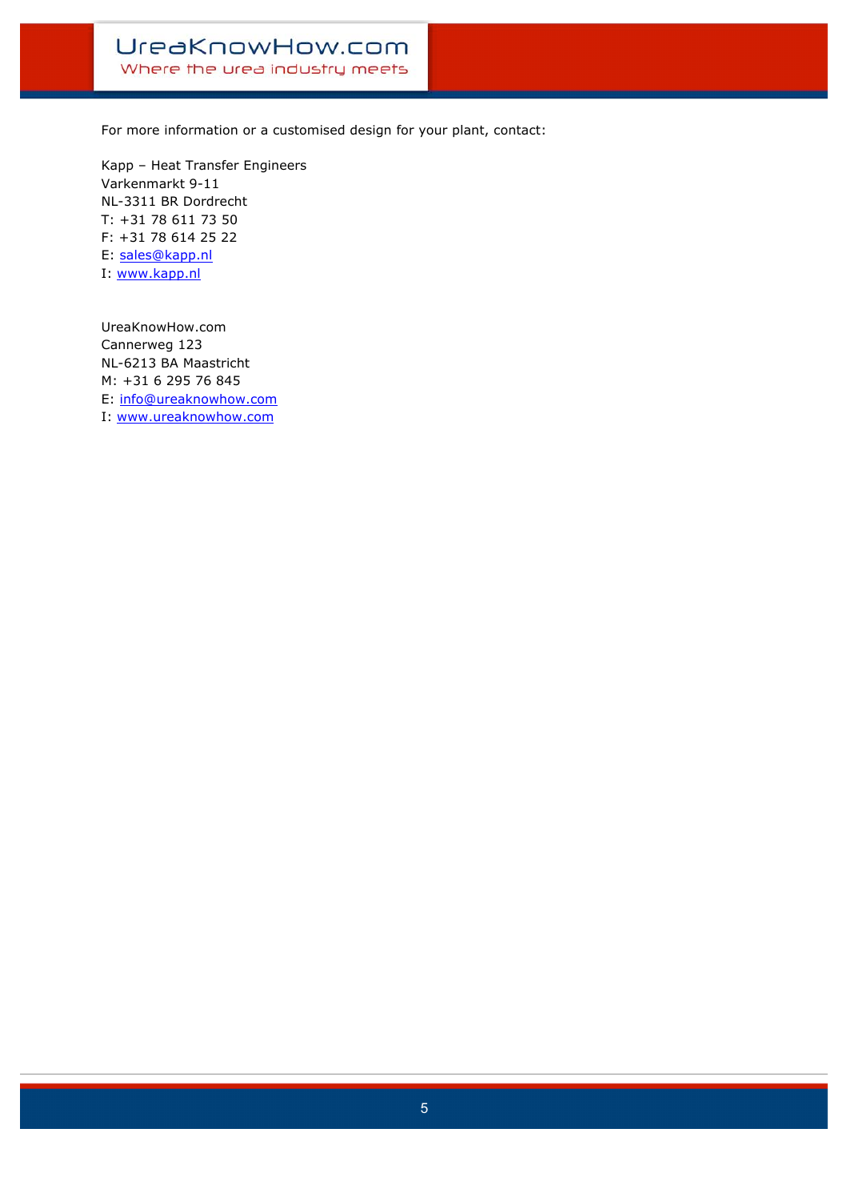For more information or a customised design for your plant, contact:

Kapp – Heat Transfer Engineers
Varkenmarkt 9-11
NL-3311 BR Dordrecht
T: +31 78 611 73 50
F: +31 78 614 25 22
E: sales@kapp.nl
I: www.kapp.nl

UreaKnowHow.com
Cannerweg 123
NL-6213 BA Maastricht
M: +31 6 295 76 845
E: info@ureaknowhow.com
I: www.ureaknowhow.com